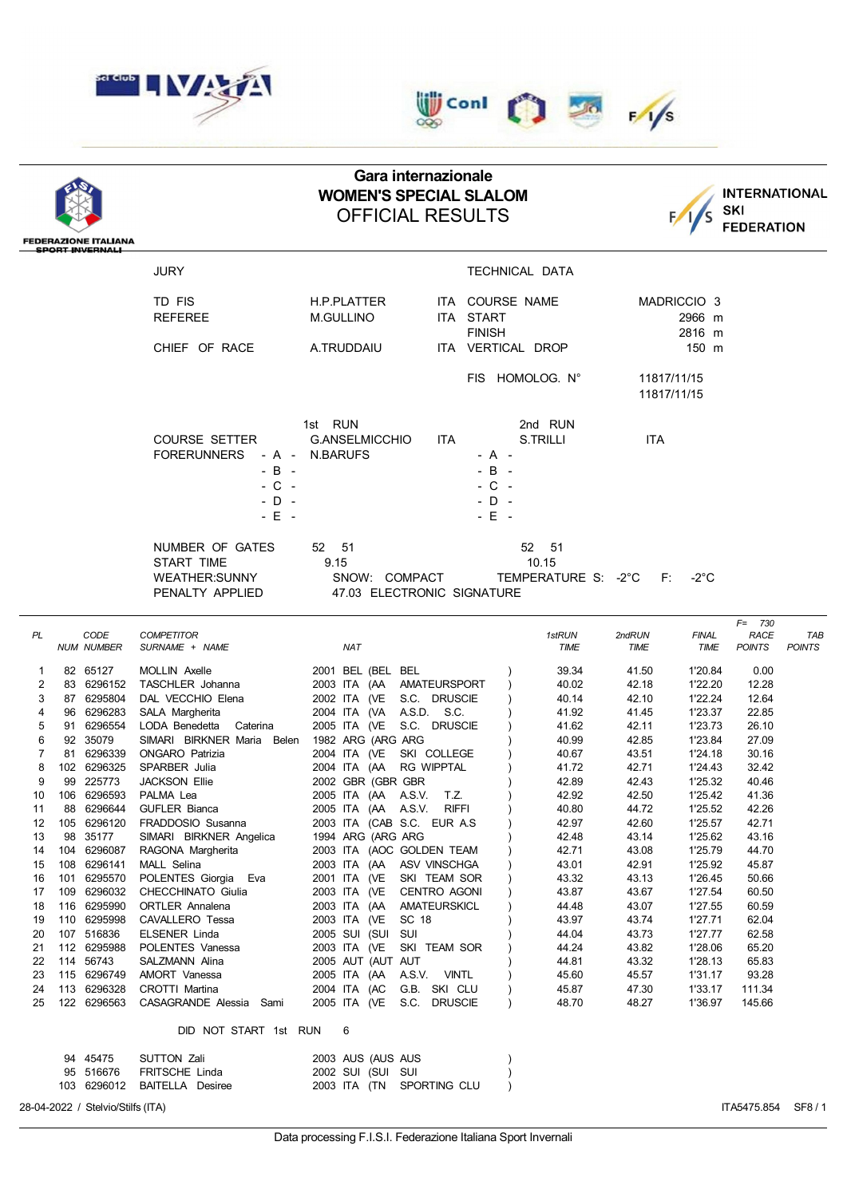# Gara internazionale

## WOMEN'S SPECIAL SLALOM

## OFFICIAL RESULTS

FEDERAZIONE ITALIANA SPORT INVERNALI

INTERNATIONAL SKI FEDERATION

| JURY | | | TECHNICAL DATA | |
|---|---|---|---|---|
| TD FIS | H.P.PLATTER | ITA | COURSE NAME | MADRICCIO 3 |
| REFEREE | M.GULLINO | ITA | START | 2966 m |
| | | | FINISH | 2816 m |
| CHIEF OF RACE | A.TRUDDAIU | ITA | VERTICAL DROP | 150 m |
| | | | FIS HOMOLOG. N° | 11817/11/15 |
| | | | | 11817/11/15 |

| | 1st RUN | | 2nd RUN | |
|---|---|---|---|---|
| COURSE SETTER | G.ANSELMICCHIO | ITA | S.TRILLI | ITA |
| FORERUNNERS - A - | N.BARUFS | | - A - | |
| - B - | | | - B - | |
| - C - | | | - C - | |
| - D - | | | - D - | |
| - E - | | | - E - | |

| | | |
|---|---|---|
| NUMBER OF GATES | 52 51 | 52 51 |
| START TIME | 9.15 | 10.15 |
| WEATHER:SUNNY | SNOW: COMPACT | TEMPERATURE S: -2°C F: -2°C |
| PENALTY APPLIED | 47.03 ELECTRONIC SIGNATURE | |

F= 730

| PL | NUM | CODE NUMBER | COMPETITOR SURNAME + NAME | NAT | 1stRUN TIME | 2ndRUN TIME | FINAL TIME | RACE POINTS | TAB POINTS |
|---|---|---|---|---|---|---|---|---|---|
| 1 | 82 | 65127 | MOLLIN Axelle | 2001 BEL (BEL BEL ) | 39.34 | 41.50 | 1'20.84 | 0.00 | |
| 2 | 83 | 6296152 | TASCHLER Johanna | 2003 ITA (AA AMATEURSPORT ) | 40.02 | 42.18 | 1'22.20 | 12.28 | |
| 3 | 87 | 6295804 | DAL VECCHIO Elena | 2002 ITA (VE S.C. DRUSCIE ) | 40.14 | 42.10 | 1'22.24 | 12.64 | |
| 4 | 96 | 6296283 | SALA Margherita | 2004 ITA (VA A.S.D. S.C. ) | 41.92 | 41.45 | 1'23.37 | 22.85 | |
| 5 | 91 | 6296554 | LODA Benedetta Caterina | 2005 ITA (VE S.C. DRUSCIE ) | 41.62 | 42.11 | 1'23.73 | 26.10 | |
| 6 | 92 | 35079 | SIMARI BIRKNER Maria Belen | 1982 ARG (ARG ARG ) | 40.99 | 42.85 | 1'23.84 | 27.09 | |
| 7 | 81 | 6296339 | ONGARO Patrizia | 2004 ITA (VE SKI COLLEGE ) | 40.67 | 43.51 | 1'24.18 | 30.16 | |
| 8 | 102 | 6296325 | SPARBER Julia | 2004 ITA (AA RG WIPPTAL ) | 41.72 | 42.71 | 1'24.43 | 32.42 | |
| 9 | 99 | 225773 | JACKSON Ellie | 2002 GBR (GBR GBR ) | 42.89 | 42.43 | 1'25.32 | 40.46 | |
| 10 | 106 | 6296593 | PALMA Lea | 2005 ITA (AA A.S.V. T.Z. ) | 42.92 | 42.50 | 1'25.42 | 41.36 | |
| 11 | 88 | 6296644 | GUFLER Bianca | 2005 ITA (AA A.S.V. RIFFI ) | 40.80 | 44.72 | 1'25.52 | 42.26 | |
| 12 | 105 | 6296120 | FRADDOSIO Susanna | 2003 ITA (CAB S.C. EUR A.S ) | 42.97 | 42.60 | 1'25.57 | 42.71 | |
| 13 | 98 | 35177 | SIMARI BIRKNER Angelica | 1994 ARG (ARG ARG ) | 42.48 | 43.14 | 1'25.62 | 43.16 | |
| 14 | 104 | 6296087 | RAGONA Margherita | 2003 ITA (AOC GOLDEN TEAM ) | 42.71 | 43.08 | 1'25.79 | 44.70 | |
| 15 | 108 | 6296141 | MALL Selina | 2003 ITA (AA ASV VINSCHGA ) | 43.01 | 42.91 | 1'25.92 | 45.87 | |
| 16 | 101 | 6295570 | POLENTES Giorgia Eva | 2001 ITA (VE SKI TEAM SOR ) | 43.32 | 43.13 | 1'26.45 | 50.66 | |
| 17 | 109 | 6296032 | CHECCHINATO Giulia | 2003 ITA (VE CENTRO AGONI ) | 43.87 | 43.67 | 1'27.54 | 60.50 | |
| 18 | 116 | 6295990 | ORTLER Annalena | 2003 ITA (AA AMATEURSKICL ) | 44.48 | 43.07 | 1'27.55 | 60.59 | |
| 19 | 110 | 6295998 | CAVALLERO Tessa | 2003 ITA (VE SC 18 ) | 43.97 | 43.74 | 1'27.71 | 62.04 | |
| 20 | 107 | 516836 | ELSENER Linda | 2005 SUI (SUI SUI ) | 44.04 | 43.73 | 1'27.77 | 62.58 | |
| 21 | 112 | 6295988 | POLENTES Vanessa | 2003 ITA (VE SKI TEAM SOR ) | 44.24 | 43.82 | 1'28.06 | 65.20 | |
| 22 | 114 | 56743 | SALZMANN Alina | 2005 AUT (AUT AUT ) | 44.81 | 43.32 | 1'28.13 | 65.83 | |
| 23 | 115 | 6296749 | AMORT Vanessa | 2005 ITA (AA A.S.V. VINTL ) | 45.60 | 45.57 | 1'31.17 | 93.28 | |
| 24 | 113 | 6296328 | CROTTI Martina | 2004 ITA (AC G.B. SKI CLU ) | 45.87 | 47.30 | 1'33.17 | 111.34 | |
| 25 | 122 | 6296563 | CASAGRANDE Alessia Sami | 2005 ITA (VE S.C. DRUSCIE ) | 48.70 | 48.27 | 1'36.97 | 145.66 | |

DID NOT START 1st RUN 6

| NUM | CODE NUMBER | COMPETITOR | NAT |
|---|---|---|---|
| 94 | 45475 | SUTTON Zali | 2003 AUS (AUS AUS ) |
| 95 | 516676 | FRITSCHE Linda | 2002 SUI (SUI SUI ) |
| 103 | 6296012 | BAITELLA Desiree | 2003 ITA (TN SPORTING CLU ) |

28-04-2022 / Stelvio/Stilfs (ITA) ITA5475.854 SF8 / 1

Data processing F.I.S.I. Federazione Italiana Sport Invernali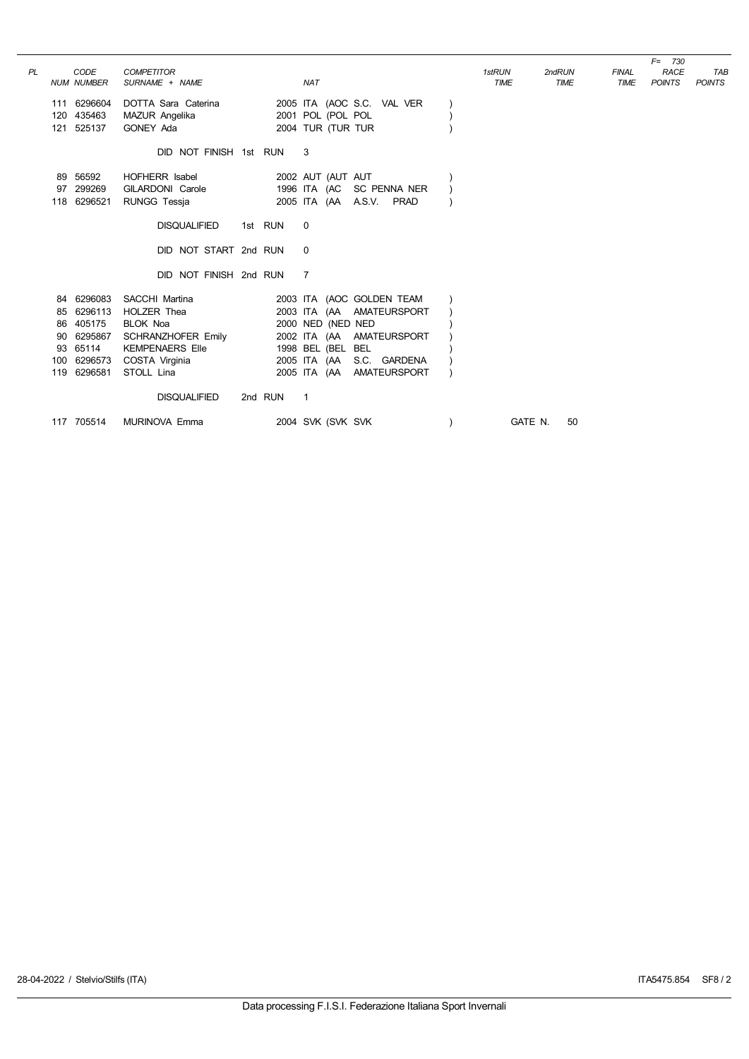| PL | NUM | CODE NUMBER | COMPETITOR SURNAME + NAME | NAT | | 1stRUN TIME | 2ndRUN TIME | FINAL TIME | F= 730 RACE POINTS | TAB POINTS |
|---|---|---|---|---|---|---|---|---|---|---|
| | 111 | 6296604 | DOTTA Sara Caterina | 2005 ITA (AOC S.C. VAL VER | ) | | | | | |
| | 120 | 435463 | MAZUR Angelika | 2001 POL (POL POL | ) | | | | | |
| | 121 | 525137 | GONEY Ada | 2004 TUR (TUR TUR | ) | | | | | |
| | | | DID NOT FINISH 1st RUN | 3 | | | | | | |
| | 89 | 56592 | HOFHERR Isabel | 2002 AUT (AUT AUT | ) | | | | | |
| | 97 | 299269 | GILARDONI Carole | 1996 ITA (AC SC PENNA NER | ) | | | | | |
| | 118 | 6296521 | RUNGG Tessja | 2005 ITA (AA A.S.V. PRAD | ) | | | | | |
| | | | DISQUALIFIED 1st RUN | 0 | | | | | | |
| | | | DID NOT START 2nd RUN | 0 | | | | | | |
| | | | DID NOT FINISH 2nd RUN | 7 | | | | | | |
| | 84 | 6296083 | SACCHI Martina | 2003 ITA (AOC GOLDEN TEAM | ) | | | | | |
| | 85 | 6296113 | HOLZER Thea | 2003 ITA (AA AMATEURSPORT | ) | | | | | |
| | 86 | 405175 | BLOK Noa | 2000 NED (NED NED | ) | | | | | |
| | 90 | 6295867 | SCHRANZHOFER Emily | 2002 ITA (AA AMATEURSPORT | ) | | | | | |
| | 93 | 65114 | KEMPENAERS Elle | 1998 BEL (BEL BEL | ) | | | | | |
| | 100 | 6296573 | COSTA Virginia | 2005 ITA (AA S.C. GARDENA | ) | | | | | |
| | 119 | 6296581 | STOLL Lina | 2005 ITA (AA AMATEURSPORT | ) | | | | | |
| | | | DISQUALIFIED 2nd RUN | 1 | | | | | | |
| | 117 | 705514 | MURINOVA Emma | 2004 SVK (SVK SVK | ) | GATE N. | 50 | | | |

28-04-2022 / Stelvio/Stilfs (ITA)

ITA5475.854 SF8 / 2

Data processing F.I.S.I. Federazione Italiana Sport Invernali